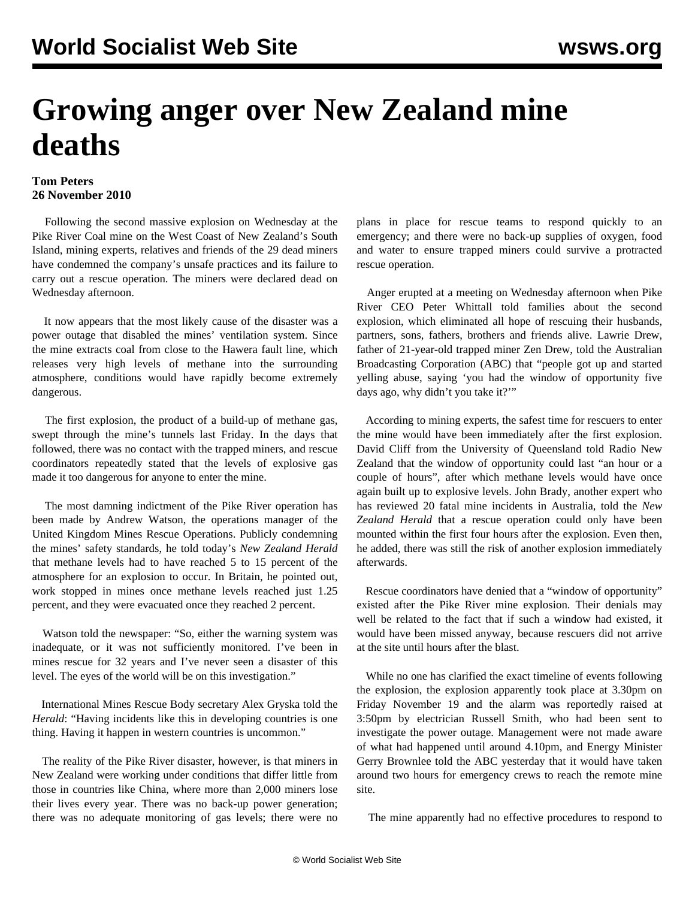# Growing anger over New Zealand mine deaths

**Tom Peters**
**26 November 2010**

Following the second massive explosion on Wednesday at the Pike River Coal mine on the West Coast of New Zealand's South Island, mining experts, relatives and friends of the 29 dead miners have condemned the company's unsafe practices and its failure to carry out a rescue operation. The miners were declared dead on Wednesday afternoon.

It now appears that the most likely cause of the disaster was a power outage that disabled the mines' ventilation system. Since the mine extracts coal from close to the Hawera fault line, which releases very high levels of methane into the surrounding atmosphere, conditions would have rapidly become extremely dangerous.

The first explosion, the product of a build-up of methane gas, swept through the mine's tunnels last Friday. In the days that followed, there was no contact with the trapped miners, and rescue coordinators repeatedly stated that the levels of explosive gas made it too dangerous for anyone to enter the mine.

The most damning indictment of the Pike River operation has been made by Andrew Watson, the operations manager of the United Kingdom Mines Rescue Operations. Publicly condemning the mines' safety standards, he told today's *New Zealand Herald* that methane levels had to have reached 5 to 15 percent of the atmosphere for an explosion to occur. In Britain, he pointed out, work stopped in mines once methane levels reached just 1.25 percent, and they were evacuated once they reached 2 percent.

Watson told the newspaper: "So, either the warning system was inadequate, or it was not sufficiently monitored. I've been in mines rescue for 32 years and I've never seen a disaster of this level. The eyes of the world will be on this investigation."

International Mines Rescue Body secretary Alex Gryska told the *Herald*: "Having incidents like this in developing countries is one thing. Having it happen in western countries is uncommon."

The reality of the Pike River disaster, however, is that miners in New Zealand were working under conditions that differ little from those in countries like China, where more than 2,000 miners lose their lives every year. There was no back-up power generation; there was no adequate monitoring of gas levels; there were no plans in place for rescue teams to respond quickly to an emergency; and there were no back-up supplies of oxygen, food and water to ensure trapped miners could survive a protracted rescue operation.

Anger erupted at a meeting on Wednesday afternoon when Pike River CEO Peter Whittall told families about the second explosion, which eliminated all hope of rescuing their husbands, partners, sons, fathers, brothers and friends alive. Lawrie Drew, father of 21-year-old trapped miner Zen Drew, told the Australian Broadcasting Corporation (ABC) that "people got up and started yelling abuse, saying 'you had the window of opportunity five days ago, why didn't you take it?'"

According to mining experts, the safest time for rescuers to enter the mine would have been immediately after the first explosion. David Cliff from the University of Queensland told Radio New Zealand that the window of opportunity could last "an hour or a couple of hours", after which methane levels would have once again built up to explosive levels. John Brady, another expert who has reviewed 20 fatal mine incidents in Australia, told the *New Zealand Herald* that a rescue operation could only have been mounted within the first four hours after the explosion. Even then, he added, there was still the risk of another explosion immediately afterwards.

Rescue coordinators have denied that a "window of opportunity" existed after the Pike River mine explosion. Their denials may well be related to the fact that if such a window had existed, it would have been missed anyway, because rescuers did not arrive at the site until hours after the blast.

While no one has clarified the exact timeline of events following the explosion, the explosion apparently took place at 3.30pm on Friday November 19 and the alarm was reportedly raised at 3:50pm by electrician Russell Smith, who had been sent to investigate the power outage. Management were not made aware of what had happened until around 4.10pm, and Energy Minister Gerry Brownlee told the ABC yesterday that it would have taken around two hours for emergency crews to reach the remote mine site.

The mine apparently had no effective procedures to respond to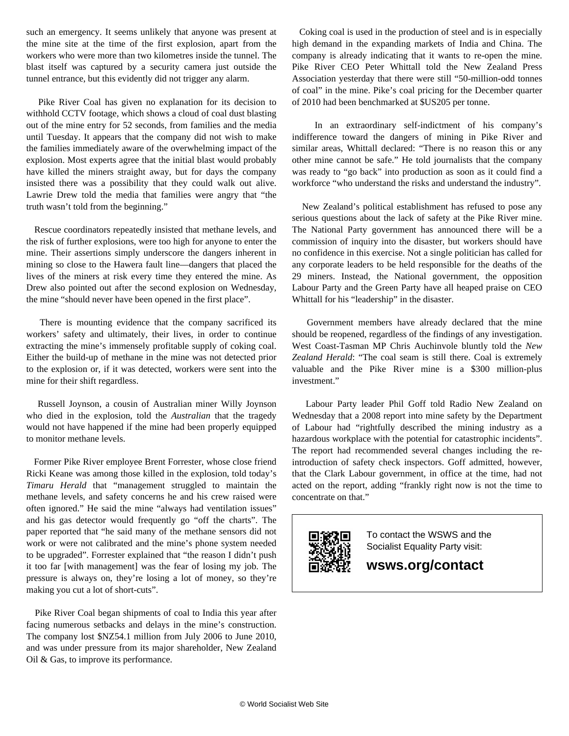such an emergency. It seems unlikely that anyone was present at the mine site at the time of the first explosion, apart from the workers who were more than two kilometres inside the tunnel. The blast itself was captured by a security camera just outside the tunnel entrance, but this evidently did not trigger any alarm.

Pike River Coal has given no explanation for its decision to withhold CCTV footage, which shows a cloud of coal dust blasting out of the mine entry for 52 seconds, from families and the media until Tuesday. It appears that the company did not wish to make the families immediately aware of the overwhelming impact of the explosion. Most experts agree that the initial blast would probably have killed the miners straight away, but for days the company insisted there was a possibility that they could walk out alive. Lawrie Drew told the media that families were angry that "the truth wasn't told from the beginning."

Rescue coordinators repeatedly insisted that methane levels, and the risk of further explosions, were too high for anyone to enter the mine. Their assertions simply underscore the dangers inherent in mining so close to the Hawera fault line—dangers that placed the lives of the miners at risk every time they entered the mine. As Drew also pointed out after the second explosion on Wednesday, the mine "should never have been opened in the first place".

There is mounting evidence that the company sacrificed its workers' safety and ultimately, their lives, in order to continue extracting the mine's immensely profitable supply of coking coal. Either the build-up of methane in the mine was not detected prior to the explosion or, if it was detected, workers were sent into the mine for their shift regardless.

Russell Joynson, a cousin of Australian miner Willy Joynson who died in the explosion, told the *Australian* that the tragedy would not have happened if the mine had been properly equipped to monitor methane levels.

Former Pike River employee Brent Forrester, whose close friend Ricki Keane was among those killed in the explosion, told today's *Timaru Herald* that "management struggled to maintain the methane levels, and safety concerns he and his crew raised were often ignored." He said the mine "always had ventilation issues" and his gas detector would frequently go "off the charts". The paper reported that "he said many of the methane sensors did not work or were not calibrated and the mine's phone system needed to be upgraded". Forrester explained that "the reason I didn't push it too far [with management] was the fear of losing my job. The pressure is always on, they're losing a lot of money, so they're making you cut a lot of short-cuts".

Pike River Coal began shipments of coal to India this year after facing numerous setbacks and delays in the mine's construction. The company lost $NZ54.1 million from July 2006 to June 2010, and was under pressure from its major shareholder, New Zealand Oil & Gas, to improve its performance.

Coking coal is used in the production of steel and is in especially high demand in the expanding markets of India and China. The company is already indicating that it wants to re-open the mine. Pike River CEO Peter Whittall told the New Zealand Press Association yesterday that there were still "50-million-odd tonnes of coal" in the mine. Pike's coal pricing for the December quarter of 2010 had been benchmarked at $US205 per tonne.

In an extraordinary self-indictment of his company's indifference toward the dangers of mining in Pike River and similar areas, Whittall declared: "There is no reason this or any other mine cannot be safe." He told journalists that the company was ready to "go back" into production as soon as it could find a workforce "who understand the risks and understand the industry".

New Zealand's political establishment has refused to pose any serious questions about the lack of safety at the Pike River mine. The National Party government has announced there will be a commission of inquiry into the disaster, but workers should have no confidence in this exercise. Not a single politician has called for any corporate leaders to be held responsible for the deaths of the 29 miners. Instead, the National government, the opposition Labour Party and the Green Party have all heaped praise on CEO Whittall for his "leadership" in the disaster.

Government members have already declared that the mine should be reopened, regardless of the findings of any investigation. West Coast-Tasman MP Chris Auchinvole bluntly told the *New Zealand Herald*: "The coal seam is still there. Coal is extremely valuable and the Pike River mine is a $300 million-plus investment."

Labour Party leader Phil Goff told Radio New Zealand on Wednesday that a 2008 report into mine safety by the Department of Labour had "rightfully described the mining industry as a hazardous workplace with the potential for catastrophic incidents". The report had recommended several changes including the re-introduction of safety check inspectors. Goff admitted, however, that the Clark Labour government, in office at the time, had not acted on the report, adding "frankly right now is not the time to concentrate on that."

To contact the WSWS and the Socialist Equality Party visit:

**wsws.org/contact**